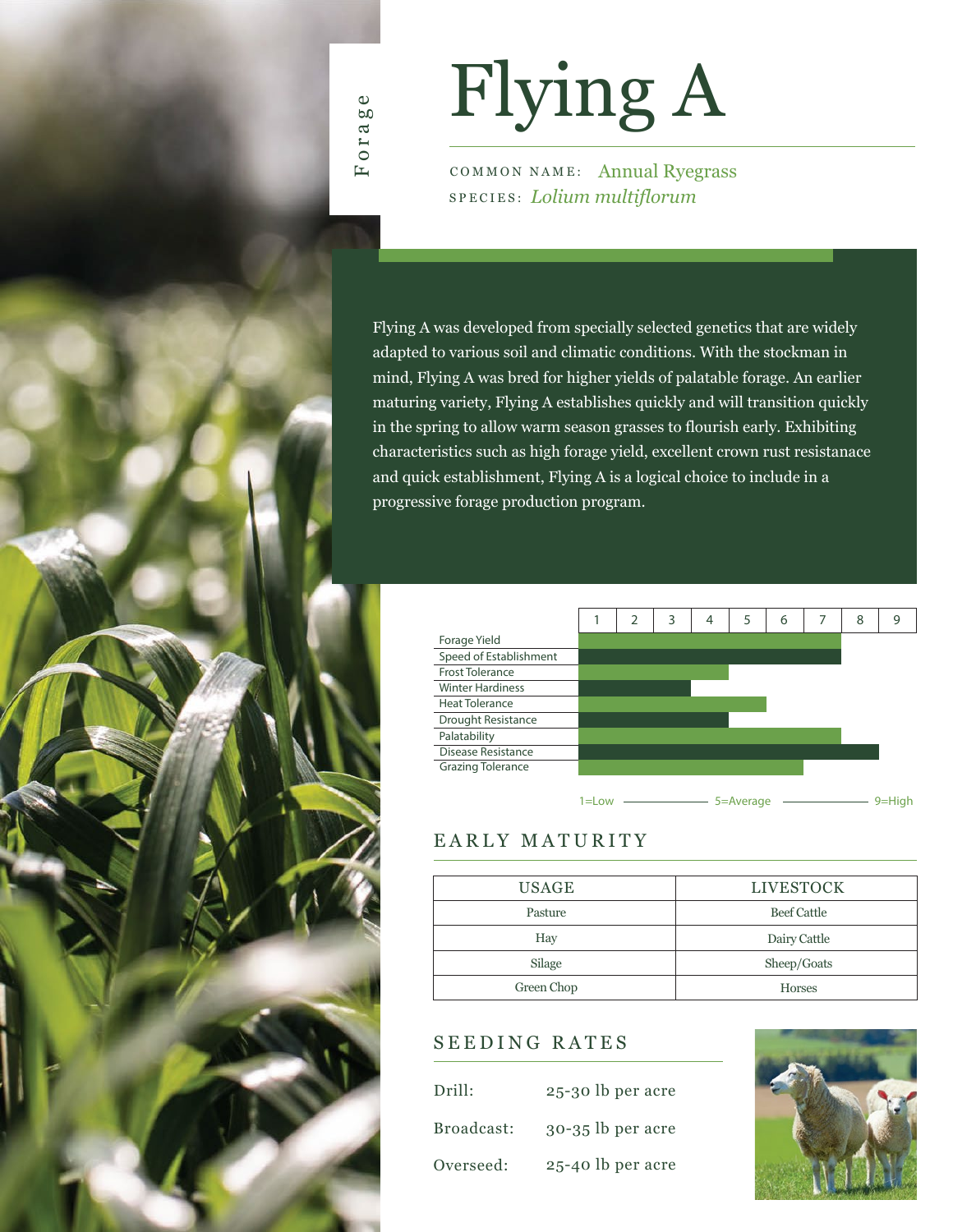Forage

# Flying A

COMMON NAME: Annual Ryegrass
SPECIES: *Lolium multiflorum*

Flying A was developed from specially selected genetics that are widely adapted to various soil and climatic conditions. With the stockman in mind, Flying A was bred for higher yields of palatable forage. An earlier maturing variety, Flying A establishes quickly and will transition quickly in the spring to allow warm season grasses to flourish early. Exhibiting characteristics such as high forage yield, excellent crown rust resistanace and quick establishment, Flying A is a logical choice to include in a progressive forage production program.

| Trait | Rating (1–9) |
|---|---|
| Forage Yield | 7 |
| Speed of Establishment | 7 |
| Frost Tolerance | 4 |
| Winter Hardiness | 3 |
| Heat Tolerance | 5 |
| Drought Resistance | 4 |
| Palatability | 7 |
| Disease Resistance | 8 |
| Grazing Tolerance | 6 |

1=Low — 5=Average — 9=High

## EARLY MATURITY

| USAGE | LIVESTOCK |
|---|---|
| Pasture | Beef Cattle |
| Hay | Dairy Cattle |
| Silage | Sheep/Goats |
| Green Chop | Horses |

## SEEDING RATES

| | |
|---|---|
| Drill: | 25-30 lb per acre |
| Broadcast: | 30-35 lb per acre |
| Overseed: | 25-40 lb per acre |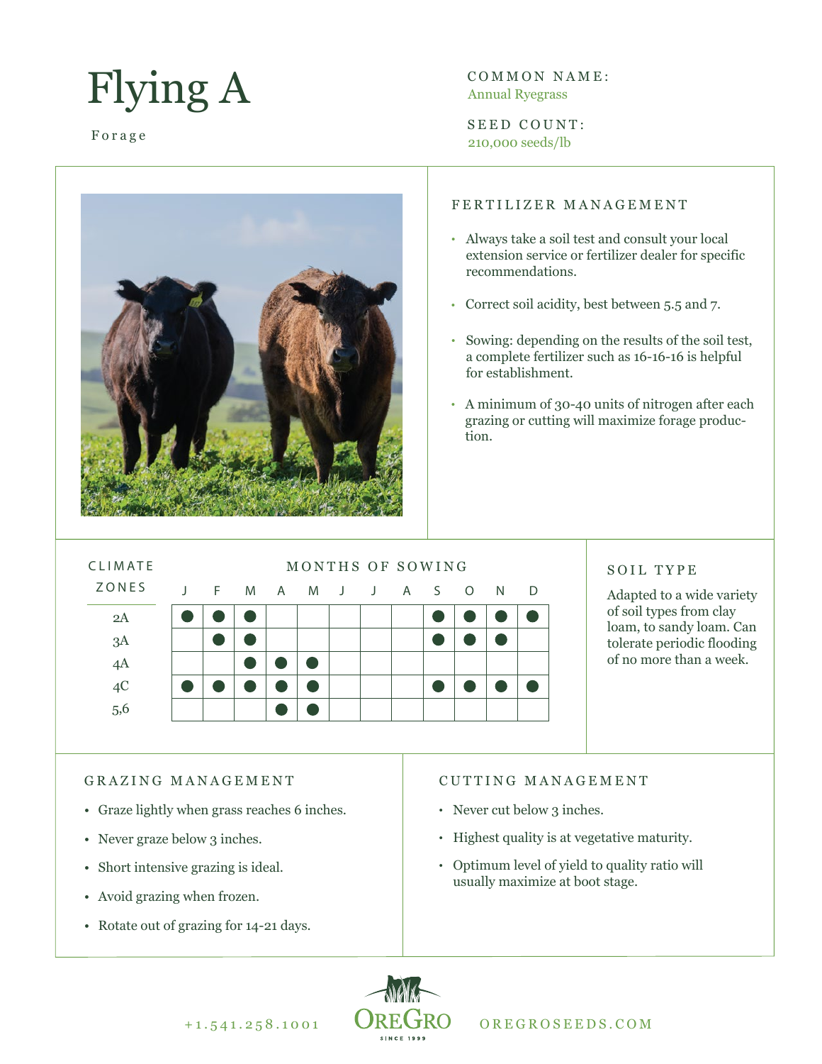# Flying A

Forage

COMMON NAME:
Annual Ryegrass

SEED COUNT:
210,000 seeds/lb

## FERTILIZER MANAGEMENT

- Always take a soil test and consult your local extension service or fertilizer dealer for specific recommendations.
- Correct soil acidity, best between 5.5 and 7.
- Sowing: depending on the results of the soil test, a complete fertilizer such as 16-16-16 is helpful for establishment.
- A minimum of 30-40 units of nitrogen after each grazing or cutting will maximize forage production.

## MONTHS OF SOWING

| CLIMATE ZONES | J | F | M | A | M | J | J | A | S | O | N | D |
|---|---|---|---|---|---|---|---|---|---|---|---|---|
| 2A | ● | ● | ● | | | | | | ● | ● | ● | ● |
| 3A | | ● | ● | | | | | | ● | ● | ● | |
| 4A | | | ● | ● | ● | | | | | | | |
| 4C | ● | ● | ● | ● | ● | | | | ● | ● | ● | ● |
| 5,6 | | | | ● | ● | | | | | | | |

## SOIL TYPE

Adapted to a wide variety of soil types from clay loam, to sandy loam. Can tolerate periodic flooding of no more than a week.

## GRAZING MANAGEMENT

- Graze lightly when grass reaches 6 inches.
- Never graze below 3 inches.
- Short intensive grazing is ideal.
- Avoid grazing when frozen.
- Rotate out of grazing for 14-21 days.

## CUTTING MANAGEMENT

- Never cut below 3 inches.
- Highest quality is at vegetative maturity.
- Optimum level of yield to quality ratio will usually maximize at boot stage.

+1.541.258.1001 OREGRO SINCE 1999 OREGROSEEDS.COM